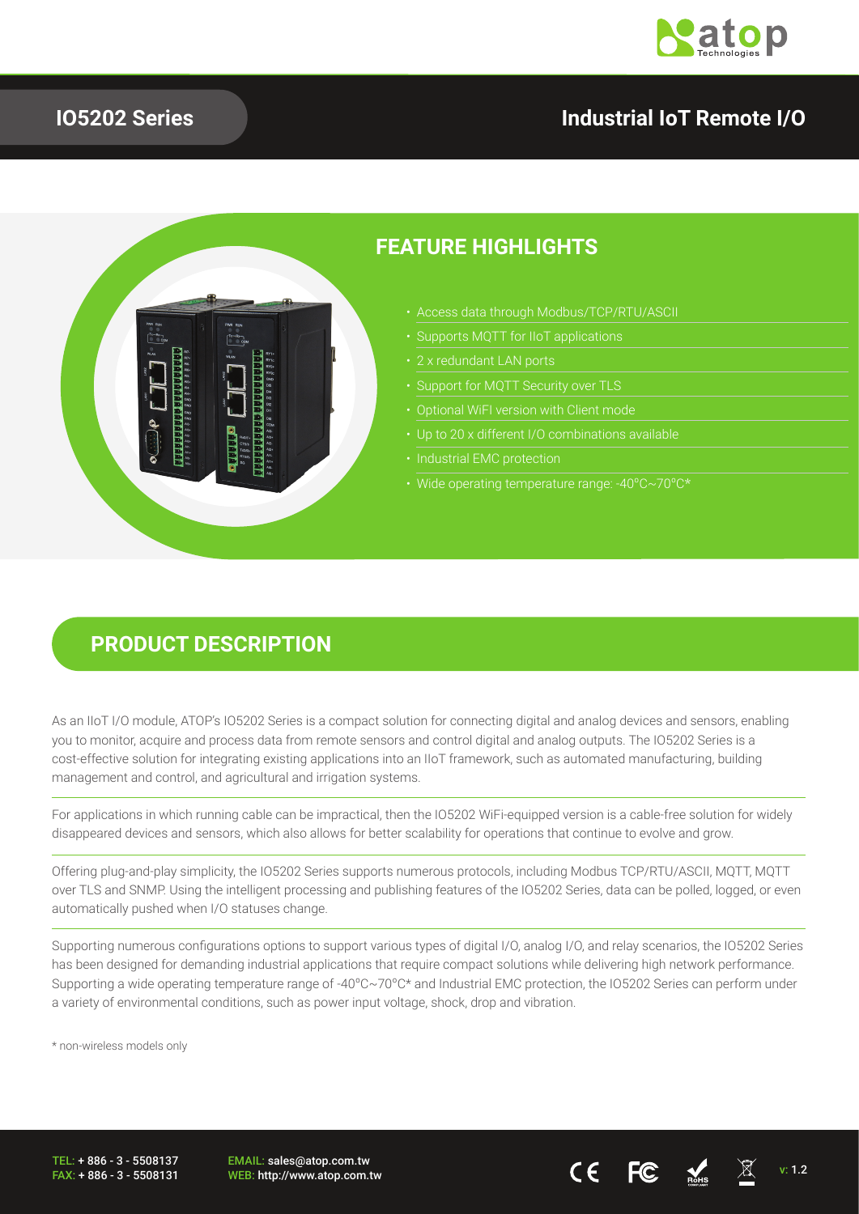# IO5202 Series

## Industrial IoT Remote I/O

## FEATURE HIGHLIGHTS

- Access data through Modbus/TCP/RTU/ASCII
- Supports MQTT for IIoT applications
- 2 x redundant LAN ports
- Support for MQTT Security over TLS
- Optional WiFI version with Client mode
- Up to 20 x different I/O combinations available
- Industrial EMC protection
- Wide operating temperature range: -40°C~70°C*

## PRODUCT DESCRIPTION

As an IIoT I/O module, ATOP's IO5202 Series is a compact solution for connecting digital and analog devices and sensors, enabling you to monitor, acquire and process data from remote sensors and control digital and analog outputs. The IO5202 Series is a cost-effective solution for integrating existing applications into an IIoT framework, such as automated manufacturing, building management and control, and agricultural and irrigation systems.

For applications in which running cable can be impractical, then the IO5202 WiFi-equipped version is a cable-free solution for widely disappeared devices and sensors, which also allows for better scalability for operations that continue to evolve and grow.

Offering plug-and-play simplicity, the IO5202 Series supports numerous protocols, including Modbus TCP/RTU/ASCII, MQTT, MQTT over TLS and SNMP. Using the intelligent processing and publishing features of the IO5202 Series, data can be polled, logged, or even automatically pushed when I/O statuses change.

Supporting numerous configurations options to support various types of digital I/O, analog I/O, and relay scenarios, the IO5202 Series has been designed for demanding industrial applications that require compact solutions while delivering high network performance. Supporting a wide operating temperature range of -40°C~70°C* and Industrial EMC protection, the IO5202 Series can perform under a variety of environmental conditions, such as power input voltage, shock, drop and vibration.

\* non-wireless models only

TEL: + 886 - 3 - 5508137
FAX: + 886 - 3 - 5508131

EMAIL: sales@atop.com.tw
WEB: http://www.atop.com.tw

v: 1.2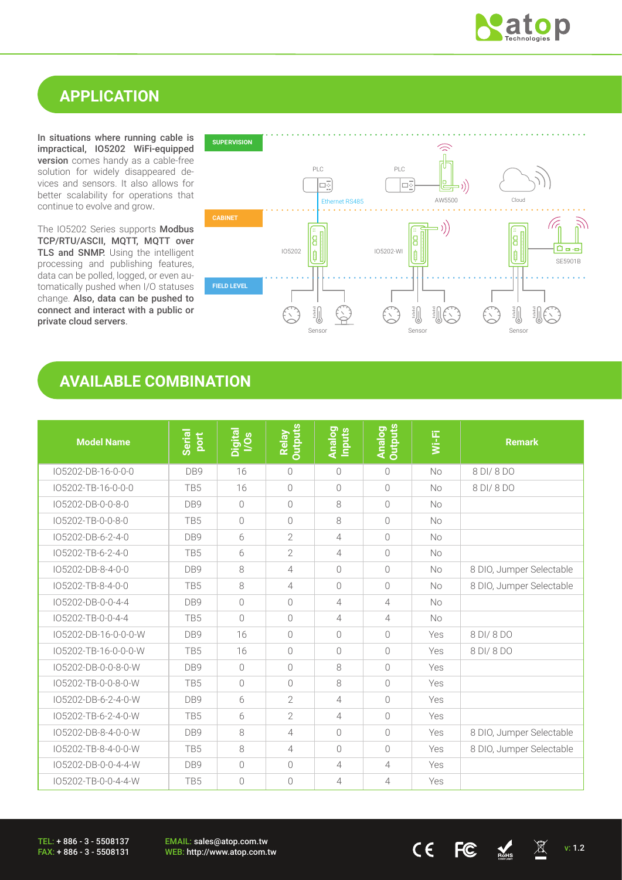## APPLICATION

**In situations where running cable is impractical, IO5202 WiFi-equipped version** comes handy as a cable-free solution for widely disappeared devices and sensors. It also allows for better scalability for operations that continue to evolve and grow.

The IO5202 Series supports **Modbus TCP/RTU/ASCII, MQTT, MQTT over TLS and SNMP.** Using the intelligent processing and publishing features, data can be polled, logged, or even automatically pushed when I/O statuses change. **Also, data can be pushed to connect and interact with a public or private cloud servers**.

SUPERVISION

PLC PLC AW5500 Cloud

Ethernet RS485

CABINET

IO5202 IO5202-WI SE5901B

FIELD LEVEL

Sensor Sensor Sensor

## AVAILABLE COMBINATION

| Model Name | Serial port | Digital I/Os | Relay Outputs | Analog Inputs | Analog Outputs | Wi-Fi | Remark |
|---|---|---|---|---|---|---|---|
| IO5202-DB-16-0-0-0 | DB9 | 16 | 0 | 0 | 0 | No | 8 DI/ 8 DO |
| IO5202-TB-16-0-0-0 | TB5 | 16 | 0 | 0 | 0 | No | 8 DI/ 8 DO |
| IO5202-DB-0-0-8-0 | DB9 | 0 | 0 | 8 | 0 | No | |
| IO5202-TB-0-0-8-0 | TB5 | 0 | 0 | 8 | 0 | No | |
| IO5202-DB-6-2-4-0 | DB9 | 6 | 2 | 4 | 0 | No | |
| IO5202-TB-6-2-4-0 | TB5 | 6 | 2 | 4 | 0 | No | |
| IO5202-DB-8-4-0-0 | DB9 | 8 | 4 | 0 | 0 | No | 8 DIO, Jumper Selectable |
| IO5202-TB-8-4-0-0 | TB5 | 8 | 4 | 0 | 0 | No | 8 DIO, Jumper Selectable |
| IO5202-DB-0-0-4-4 | DB9 | 0 | 0 | 4 | 4 | No | |
| IO5202-TB-0-0-4-4 | TB5 | 0 | 0 | 4 | 4 | No | |
| IO5202-DB-16-0-0-0-W | DB9 | 16 | 0 | 0 | 0 | Yes | 8 DI/ 8 DO |
| IO5202-TB-16-0-0-0-W | TB5 | 16 | 0 | 0 | 0 | Yes | 8 DI/ 8 DO |
| IO5202-DB-0-0-8-0-W | DB9 | 0 | 0 | 8 | 0 | Yes | |
| IO5202-TB-0-0-8-0-W | TB5 | 0 | 0 | 8 | 0 | Yes | |
| IO5202-DB-6-2-4-0-W | DB9 | 6 | 2 | 4 | 0 | Yes | |
| IO5202-TB-6-2-4-0-W | TB5 | 6 | 2 | 4 | 0 | Yes | |
| IO5202-DB-8-4-0-0-W | DB9 | 8 | 4 | 0 | 0 | Yes | 8 DIO, Jumper Selectable |
| IO5202-TB-8-4-0-0-W | TB5 | 8 | 4 | 0 | 0 | Yes | 8 DIO, Jumper Selectable |
| IO5202-DB-0-0-4-4-W | DB9 | 0 | 0 | 4 | 4 | Yes | |
| IO5202-TB-0-0-4-4-W | TB5 | 0 | 0 | 4 | 4 | Yes | |

TEL: + 886 - 3 - 5508137
FAX: + 886 - 3 - 5508131

EMAIL: sales@atop.com.tw
WEB: http://www.atop.com.tw

v: 1.2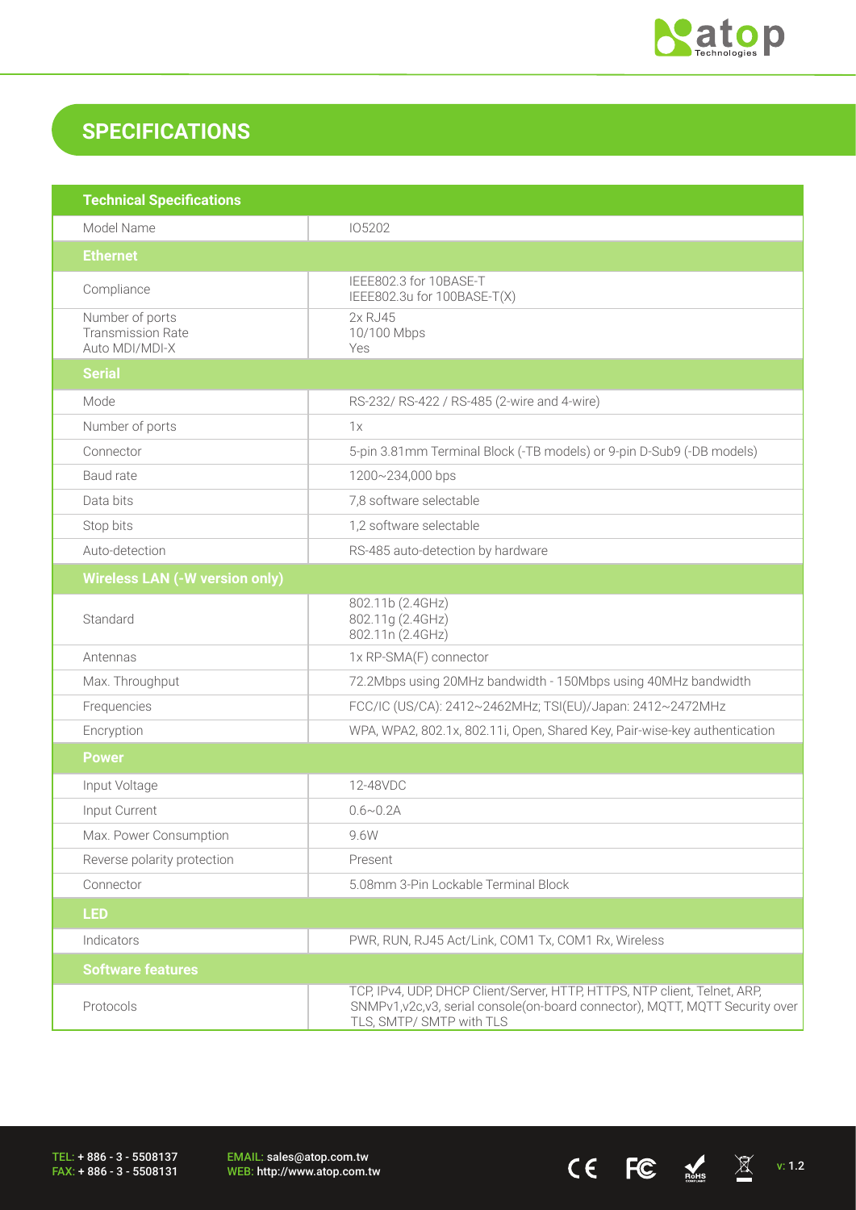## SPECIFICATIONS

| Technical Specifications | |
|---|---|
| Model Name | IO5202 |
| **Ethernet** | |
| Compliance | IEEE802.3 for 10BASE-T<br>IEEE802.3u for 100BASE-T(X) |
| Number of ports<br>Transmission Rate<br>Auto MDI/MDI-X | 2x RJ45<br>10/100 Mbps<br>Yes |
| **Serial** | |
| Mode | RS-232/ RS-422 / RS-485 (2-wire and 4-wire) |
| Number of ports | 1x |
| Connector | 5-pin 3.81mm Terminal Block (-TB models) or 9-pin D-Sub9 (-DB models) |
| Baud rate | 1200~234,000 bps |
| Data bits | 7,8 software selectable |
| Stop bits | 1,2 software selectable |
| Auto-detection | RS-485 auto-detection by hardware |
| **Wireless LAN (-W version only)** | |
| Standard | 802.11b (2.4GHz)<br>802.11g (2.4GHz)<br>802.11n (2.4GHz) |
| Antennas | 1x RP-SMA(F) connector |
| Max. Throughput | 72.2Mbps using 20MHz bandwidth - 150Mbps using 40MHz bandwidth |
| Frequencies | FCC/IC (US/CA): 2412~2462MHz; TSI(EU)/Japan: 2412~2472MHz |
| Encryption | WPA, WPA2, 802.1x, 802.11i, Open, Shared Key, Pair-wise-key authentication |
| **Power** | |
| Input Voltage | 12-48VDC |
| Input Current | 0.6~0.2A |
| Max. Power Consumption | 9.6W |
| Reverse polarity protection | Present |
| Connector | 5.08mm 3-Pin Lockable Terminal Block |
| **LED** | |
| Indicators | PWR, RUN, RJ45 Act/Link, COM1 Tx, COM1 Rx, Wireless |
| **Software features** | |
| Protocols | TCP, IPv4, UDP, DHCP Client/Server, HTTP, HTTPS, NTP client, Telnet, ARP, SNMPv1,v2c,v3, serial console(on-board connector), MQTT, MQTT Security over TLS, SMTP/ SMTP with TLS |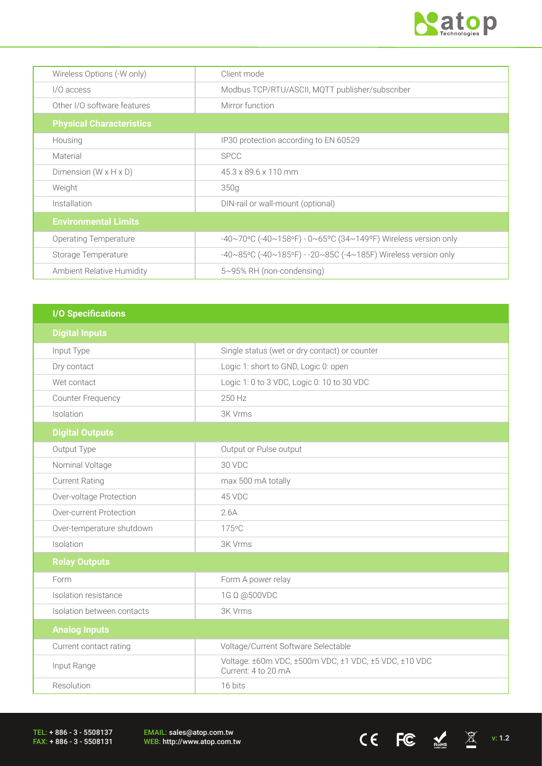| | |
|---|---|
| Wireless Options (-W only) | Client mode |
| I/O access | Modbus TCP/RTU/ASCII, MQTT publisher/subscriber |
| Other I/O software features | Mirror function |
| **Physical Characteristics** | |
| Housing | IP30 protection according to EN 60529 |
| Material | SPCC |
| Dimension (W x H x D) | 45.3 x 89.6 x 110 mm |
| Weight | 350g |
| Installation | DIN-rail or wall-mount (optional) |
| **Environmental Limits** | |
| Operating Temperature | -40~70°C (-40~158°F) - 0~65°C (34~149°F) Wireless version only |
| Storage Temperature | -40~85°C (-40~185°F) - -20~85C (-4~185F) Wireless version only |
| Ambient Relative Humidity | 5~95% RH (non-condensing) |

| **I/O Specifications** | |
|---|---|
| **Digital Inputs** | |
| Input Type | Single status (wet or dry contact) or counter |
| Dry contact | Logic 1: short to GND, Logic 0: open |
| Wet contact | Logic 1: 0 to 3 VDC, Logic 0: 10 to 30 VDC |
| Counter Frequency | 250 Hz |
| Isolation | 3K Vrms |
| **Digital Outputs** | |
| Output Type | Output or Pulse output |
| Nominal Voltage | 30 VDC |
| Current Rating | max 500 mA totally |
| Over-voltage Protection | 45 VDC |
| Over-current Protection | 2.6A |
| Over-temperature shutdown | 175°C |
| Isolation | 3K Vrms |
| **Relay Outputs** | |
| Form | Form A power relay |
| Isolation resistance | 1G Ω @500VDC |
| Isolation between contacts | 3K Vrms |
| **Analog Inputs** | |
| Current contact rating | Voltage/Current Software Selectable |
| Input Range | Voltage: ±60m VDC, ±500m VDC, ±1 VDC, ±5 VDC, ±10 VDC<br>Current: 4 to 20 mA |
| Resolution | 16 bits |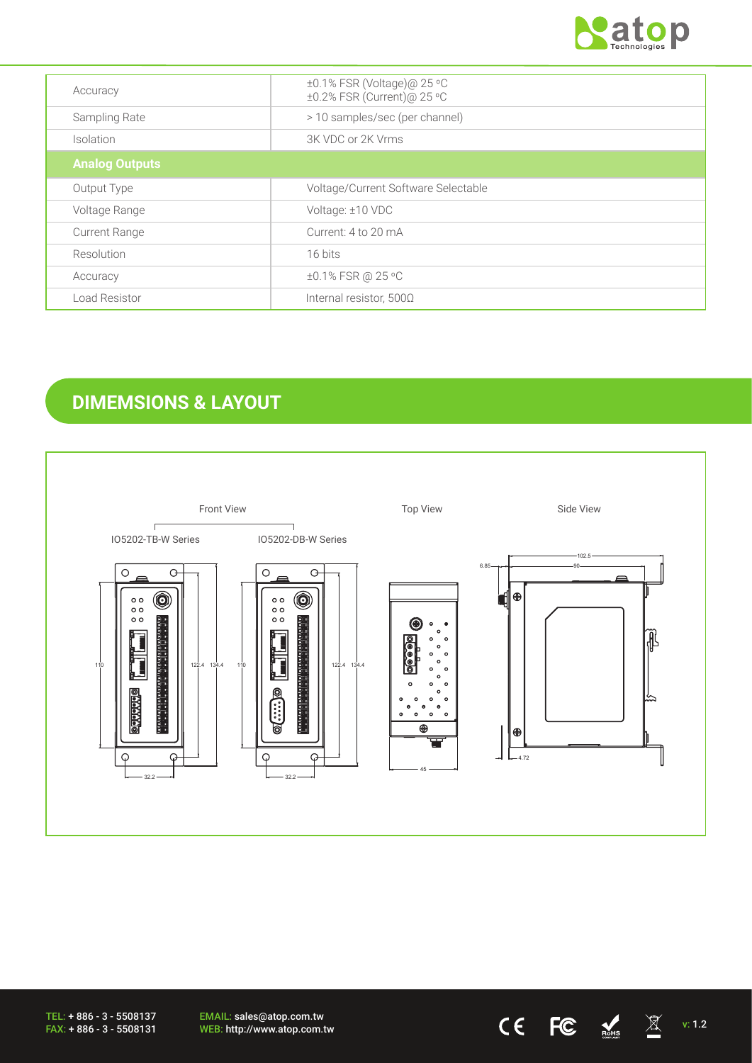| | |
|---|---|
| Accuracy | ±0.1% FSR (Voltage)@ 25 ºC<br>±0.2% FSR (Current)@ 25 ºC |
| Sampling Rate | > 10 samples/sec (per channel) |
| Isolation | 3K VDC or 2K Vrms |
| **Analog Outputs** | |
| Output Type | Voltage/Current Software Selectable |
| Voltage Range | Voltage: ±10 VDC |
| Current Range | Current: 4 to 20 mA |
| Resolution | 16 bits |
| Accuracy | ±0.1% FSR @ 25 ºC |
| Load Resistor | Internal resistor, 500Ω |

## DIMEMSIONS & LAYOUT

Front View

IO5202-TB-W Series

IO5202-DB-W Series

Top View

Side View

110 122.4 134.4 32.2

110 122.4 134.4 32.2

45

6.85 102.5 90 4.72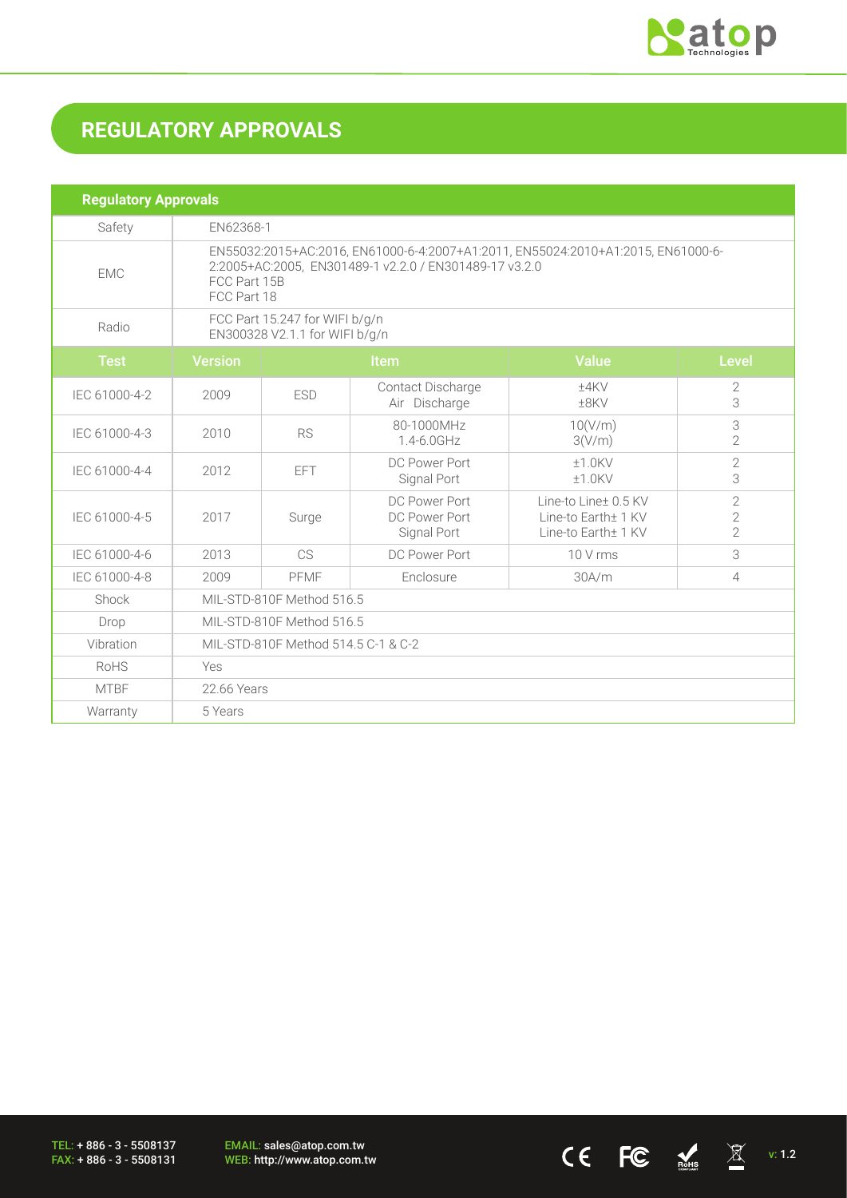## REGULATORY APPROVALS

| Regulatory Approvals | | | | |
|---|---|---|---|---|
| Safety | EN62368-1 | | | |
| EMC | EN55032:2015+AC:2016, EN61000-6-4:2007+A1:2011, EN55024:2010+A1:2015, EN61000-6-2:2005+AC:2005, EN301489-1 v2.2.0 / EN301489-17 v3.2.0<br>FCC Part 15B<br>FCC Part 18 | | | |
| Radio | FCC Part 15.247 for WIFI b/g/n<br>EN300328 V2.1.1 for WIFI b/g/n | | | |

| Test | Version | Item | | Value | Level |
|---|---|---|---|---|---|
| IEC 61000-4-2 | 2009 | ESD | Contact Discharge<br>Air Discharge | ±4KV<br>±8KV | 2<br>3 |
| IEC 61000-4-3 | 2010 | RS | 80-1000MHz<br>1.4-6.0GHz | 10(V/m)<br>3(V/m) | 3<br>2 |
| IEC 61000-4-4 | 2012 | EFT | DC Power Port<br>Signal Port | ±1.0KV<br>±1.0KV | 2<br>3 |
| IEC 61000-4-5 | 2017 | Surge | DC Power Port<br>DC Power Port<br>Signal Port | Line-to Line± 0.5 KV<br>Line-to Earth± 1 KV<br>Line-to Earth± 1 KV | 2<br>2<br>2 |
| IEC 61000-4-6 | 2013 | CS | DC Power Port | 10 V rms | 3 |
| IEC 61000-4-8 | 2009 | PFMF | Enclosure | 30A/m | 4 |
| Shock | MIL-STD-810F Method 516.5 | | | | |
| Drop | MIL-STD-810F Method 516.5 | | | | |
| Vibration | MIL-STD-810F Method 514.5 C-1 & C-2 | | | | |
| RoHS | Yes | | | | |
| MTBF | 22.66 Years | | | | |
| Warranty | 5 Years | | | | |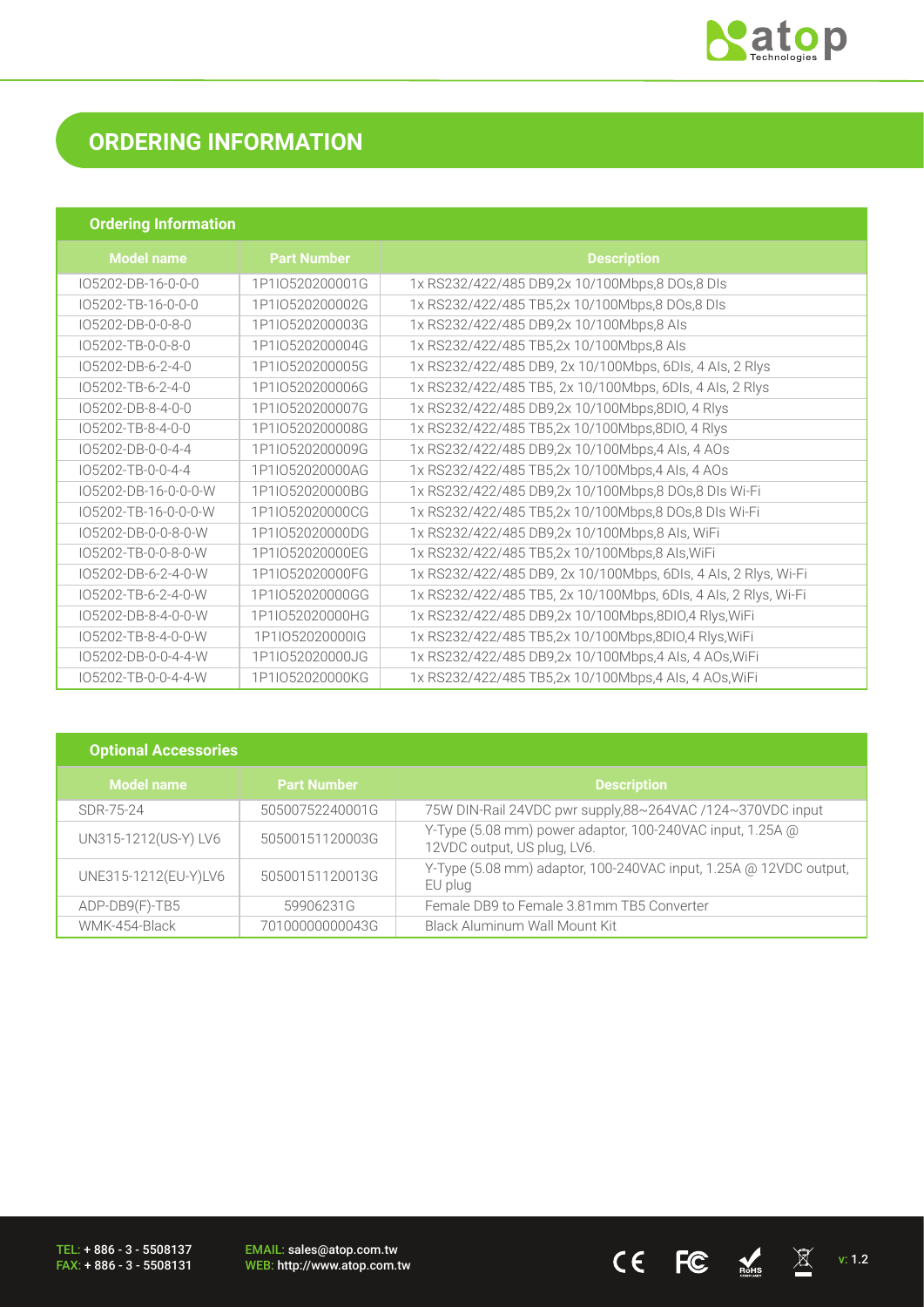# ORDERING INFORMATION

## Ordering Information

| Model name | Part Number | Description |
|---|---|---|
| IO5202-DB-16-0-0-0 | 1P1IO520200001G | 1x RS232/422/485 DB9,2x 10/100Mbps,8 DOs,8 DIs |
| IO5202-TB-16-0-0-0 | 1P1IO520200002G | 1x RS232/422/485 TB5,2x 10/100Mbps,8 DOs,8 DIs |
| IO5202-DB-0-0-8-0 | 1P1IO520200003G | 1x RS232/422/485 DB9,2x 10/100Mbps,8 AIs |
| IO5202-TB-0-0-8-0 | 1P1IO520200004G | 1x RS232/422/485 TB5,2x 10/100Mbps,8 AIs |
| IO5202-DB-6-2-4-0 | 1P1IO520200005G | 1x RS232/422/485 DB9, 2x 10/100Mbps, 6DIs, 4 AIs, 2 Rlys |
| IO5202-TB-6-2-4-0 | 1P1IO520200006G | 1x RS232/422/485 TB5, 2x 10/100Mbps, 6DIs, 4 AIs, 2 Rlys |
| IO5202-DB-8-4-0-0 | 1P1IO520200007G | 1x RS232/422/485 DB9,2x 10/100Mbps,8DIO, 4 Rlys |
| IO5202-TB-8-4-0-0 | 1P1IO520200008G | 1x RS232/422/485 TB5,2x 10/100Mbps,8DIO, 4 Rlys |
| IO5202-DB-0-0-4-4 | 1P1IO520200009G | 1x RS232/422/485 DB9,2x 10/100Mbps,4 AIs, 4 AOs |
| IO5202-TB-0-0-4-4 | 1P1IO52020000AG | 1x RS232/422/485 TB5,2x 10/100Mbps,4 AIs, 4 AOs |
| IO5202-DB-16-0-0-0-W | 1P1IO52020000BG | 1x RS232/422/485 DB9,2x 10/100Mbps,8 DOs,8 DIs Wi-Fi |
| IO5202-TB-16-0-0-0-W | 1P1IO52020000CG | 1x RS232/422/485 TB5,2x 10/100Mbps,8 DOs,8 DIs Wi-Fi |
| IO5202-DB-0-0-8-0-W | 1P1IO52020000DG | 1x RS232/422/485 DB9,2x 10/100Mbps,8 AIs, WiFi |
| IO5202-TB-0-0-8-0-W | 1P1IO52020000EG | 1x RS232/422/485 TB5,2x 10/100Mbps,8 AIs,WiFi |
| IO5202-DB-6-2-4-0-W | 1P1IO52020000FG | 1x RS232/422/485 DB9, 2x 10/100Mbps, 6DIs, 4 AIs, 2 Rlys, Wi-Fi |
| IO5202-TB-6-2-4-0-W | 1P1IO52020000GG | 1x RS232/422/485 TB5, 2x 10/100Mbps, 6DIs, 4 AIs, 2 Rlys, Wi-Fi |
| IO5202-DB-8-4-0-0-W | 1P1IO52020000HG | 1x RS232/422/485 DB9,2x 10/100Mbps,8DIO,4 Rlys,WiFi |
| IO5202-TB-8-4-0-0-W | 1P1IO52020000IG | 1x RS232/422/485 TB5,2x 10/100Mbps,8DIO,4 Rlys,WiFi |
| IO5202-DB-0-0-4-4-W | 1P1IO52020000JG | 1x RS232/422/485 DB9,2x 10/100Mbps,4 AIs, 4 AOs,WiFi |
| IO5202-TB-0-0-4-4-W | 1P1IO52020000KG | 1x RS232/422/485 TB5,2x 10/100Mbps,4 AIs, 4 AOs,WiFi |

## Optional Accessories

| Model name | Part Number | Description |
|---|---|---|
| SDR-75-24 | 505007522400001G | 75W DIN-Rail 24VDC pwr supply,88~264VAC /124~370VDC input |
| UN315-1212(US-Y) LV6 | 50500151120003G | Y-Type (5.08 mm) power adaptor, 100-240VAC input, 1.25A @ 12VDC output, US plug, LV6. |
| UNE315-1212(EU-Y)LV6 | 50500151120013G | Y-Type (5.08 mm) adaptor, 100-240VAC input, 1.25A @ 12VDC output, EU plug |
| ADP-DB9(F)-TB5 | 59906231G | Female DB9 to Female 3.81mm TB5 Converter |
| WMK-454-Black | 70100000000043G | Black Aluminum Wall Mount Kit |

TEL: + 886 - 3 - 5508137
FAX: + 886 - 3 - 5508131

EMAIL: sales@atop.com.tw
WEB: http://www.atop.com.tw

v: 1.2